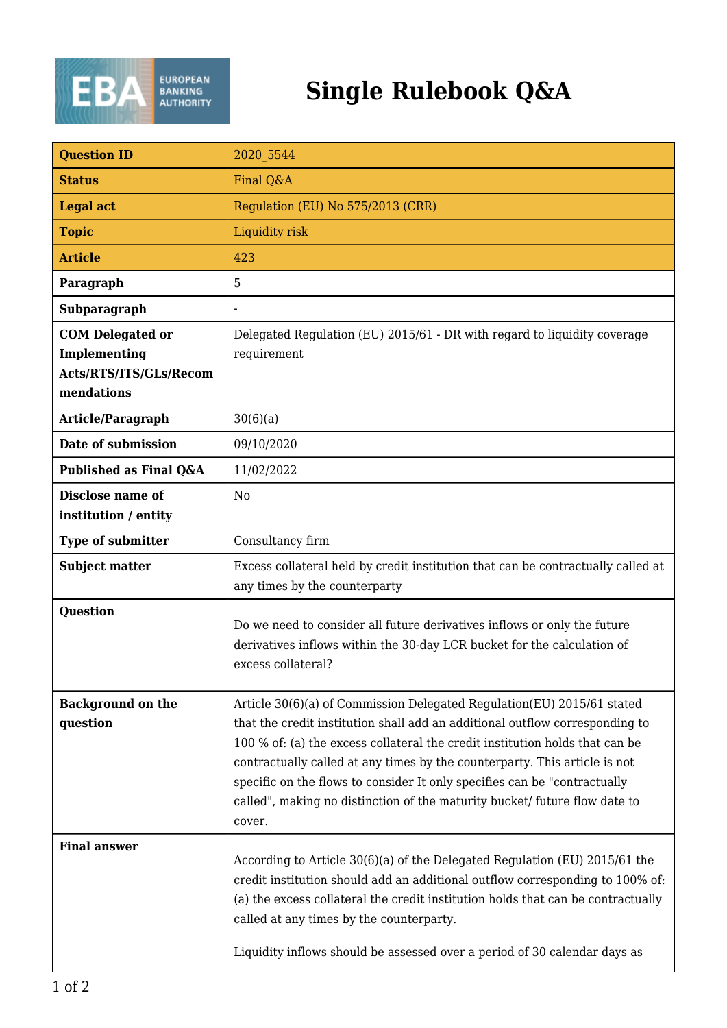# Single Rulebook Q&A

| Question ID | 2020_5544 |
|---|---|
| Status | Final Q&A |
| Legal act | Regulation (EU) No 575/2013 (CRR) |
| Topic | Liquidity risk |
| Article | 423 |
| Paragraph | 5 |
| Subparagraph | - |
| COM Delegated or Implementing Acts/RTS/ITS/GLs/Recommendations | Delegated Regulation (EU) 2015/61 - DR with regard to liquidity coverage requirement |
| Article/Paragraph | 30(6)(a) |
| Date of submission | 09/10/2020 |
| Published as Final Q&A | 11/02/2022 |
| Disclose name of institution / entity | No |
| Type of submitter | Consultancy firm |
| Subject matter | Excess collateral held by credit institution that can be contractually called at any times by the counterparty |
| Question | Do we need to consider all future derivatives inflows or only the future derivatives inflows within the 30-day LCR bucket for the calculation of excess collateral? |
| Background on the question | Article 30(6)(a) of Commission Delegated Regulation(EU) 2015/61 stated that the credit institution shall add an additional outflow corresponding to 100 % of: (a) the excess collateral the credit institution holds that can be contractually called at any times by the counterparty. This article is not specific on the flows to consider It only specifies can be "contractually called", making no distinction of the maturity bucket/ future flow date to cover. |
| Final answer | According to Article 30(6)(a) of the Delegated Regulation (EU) 2015/61 the credit institution should add an additional outflow corresponding to 100% of: (a) the excess collateral the credit institution holds that can be contractually called at any times by the counterparty.<br><br>Liquidity inflows should be assessed over a period of 30 calendar days as |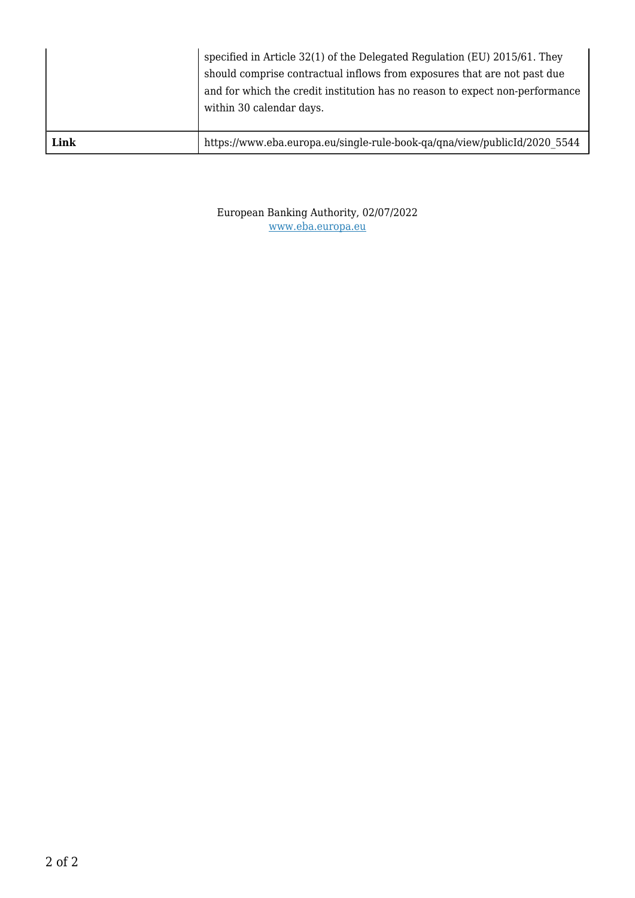| | |
|---|---|
| | specified in Article 32(1) of the Delegated Regulation (EU) 2015/61. They should comprise contractual inflows from exposures that are not past due and for which the credit institution has no reason to expect non-performance within 30 calendar days. |
| **Link** | https://www.eba.europa.eu/single-rule-book-qa/qna/view/publicId/2020_5544 |

European Banking Authority, 02/07/2022
www.eba.europa.eu